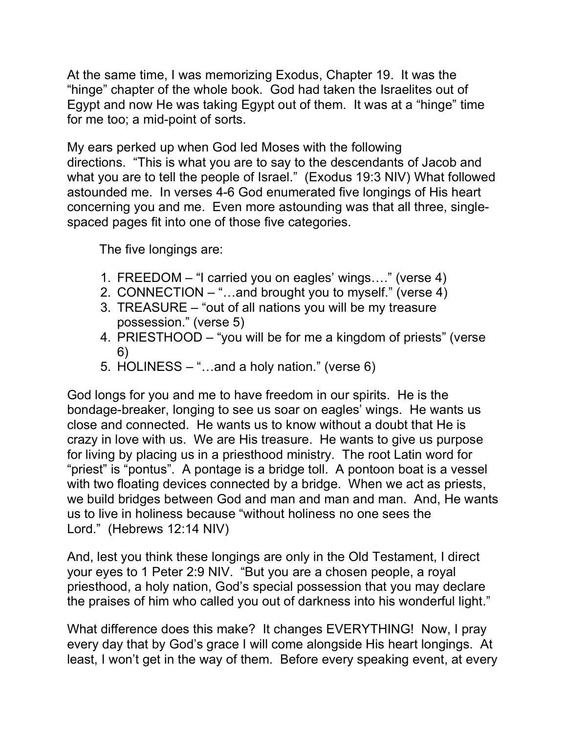At the same time, I was memorizing Exodus, Chapter 19. It was the "hinge" chapter of the whole book. God had taken the Israelites out of Egypt and now He was taking Egypt out of them. It was at a "hinge" time for me too; a mid-point of sorts.

My ears perked up when God led Moses with the following directions. "This is what you are to say to the descendants of Jacob and what you are to tell the people of Israel." (Exodus 19:3 NIV) What followed astounded me. In verses 4-6 God enumerated five longings of His heart concerning you and me. Even more astounding was that all three, single-spaced pages fit into one of those five categories.

The five longings are:

1. FREEDOM – "I carried you on eagles' wings…." (verse 4)
2. CONNECTION – "…and brought you to myself." (verse 4)
3. TREASURE – "out of all nations you will be my treasure possession." (verse 5)
4. PRIESTHOOD – "you will be for me a kingdom of priests" (verse 6)
5. HOLINESS – "…and a holy nation." (verse 6)

God longs for you and me to have freedom in our spirits. He is the bondage-breaker, longing to see us soar on eagles' wings. He wants us close and connected. He wants us to know without a doubt that He is crazy in love with us. We are His treasure. He wants to give us purpose for living by placing us in a priesthood ministry. The root Latin word for "priest" is "pontus". A pontage is a bridge toll. A pontoon boat is a vessel with two floating devices connected by a bridge. When we act as priests, we build bridges between God and man and man and man. And, He wants us to live in holiness because "without holiness no one sees the Lord." (Hebrews 12:14 NIV)

And, lest you think these longings are only in the Old Testament, I direct your eyes to 1 Peter 2:9 NIV. "But you are a chosen people, a royal priesthood, a holy nation, God's special possession that you may declare the praises of him who called you out of darkness into his wonderful light."

What difference does this make? It changes EVERYTHING! Now, I pray every day that by God's grace I will come alongside His heart longings. At least, I won't get in the way of them. Before every speaking event, at every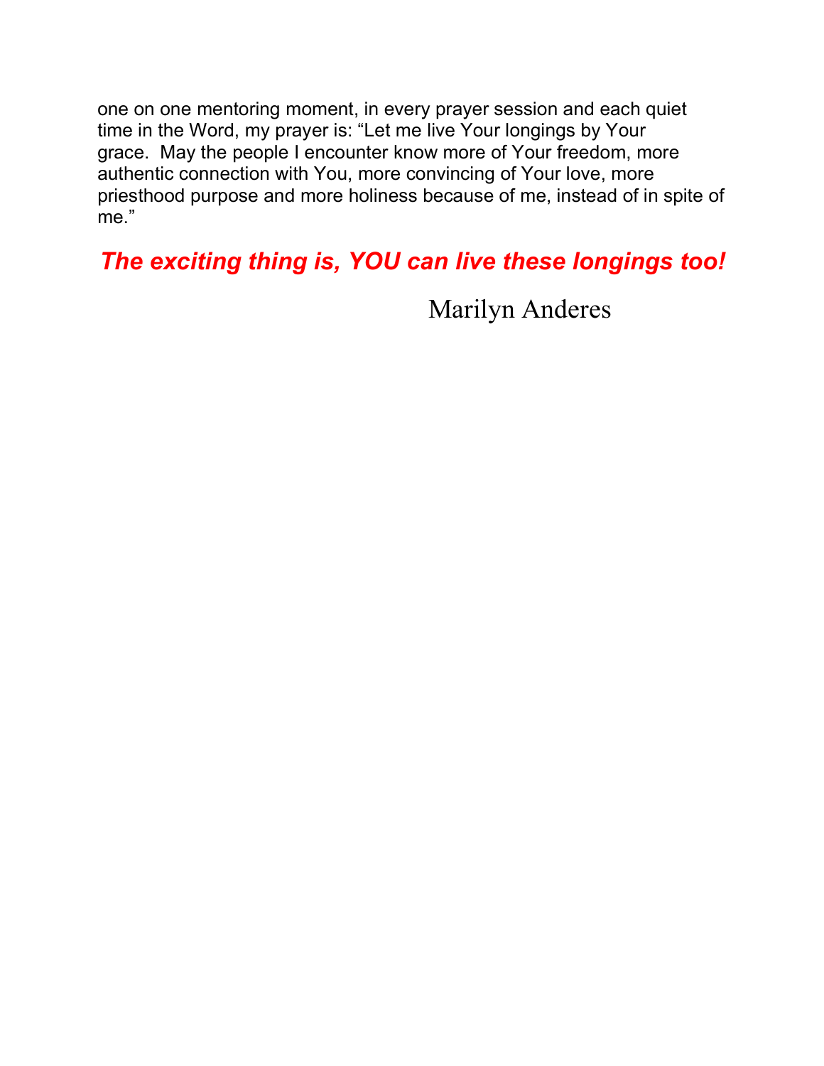one on one mentoring moment, in every prayer session and each quiet time in the Word, my prayer is: "Let me live Your longings by Your grace. May the people I encounter know more of Your freedom, more authentic connection with You, more convincing of Your love, more priesthood purpose and more holiness because of me, instead of in spite of me."

***The exciting thing is, YOU can live these longings too!***

Marilyn Anderes